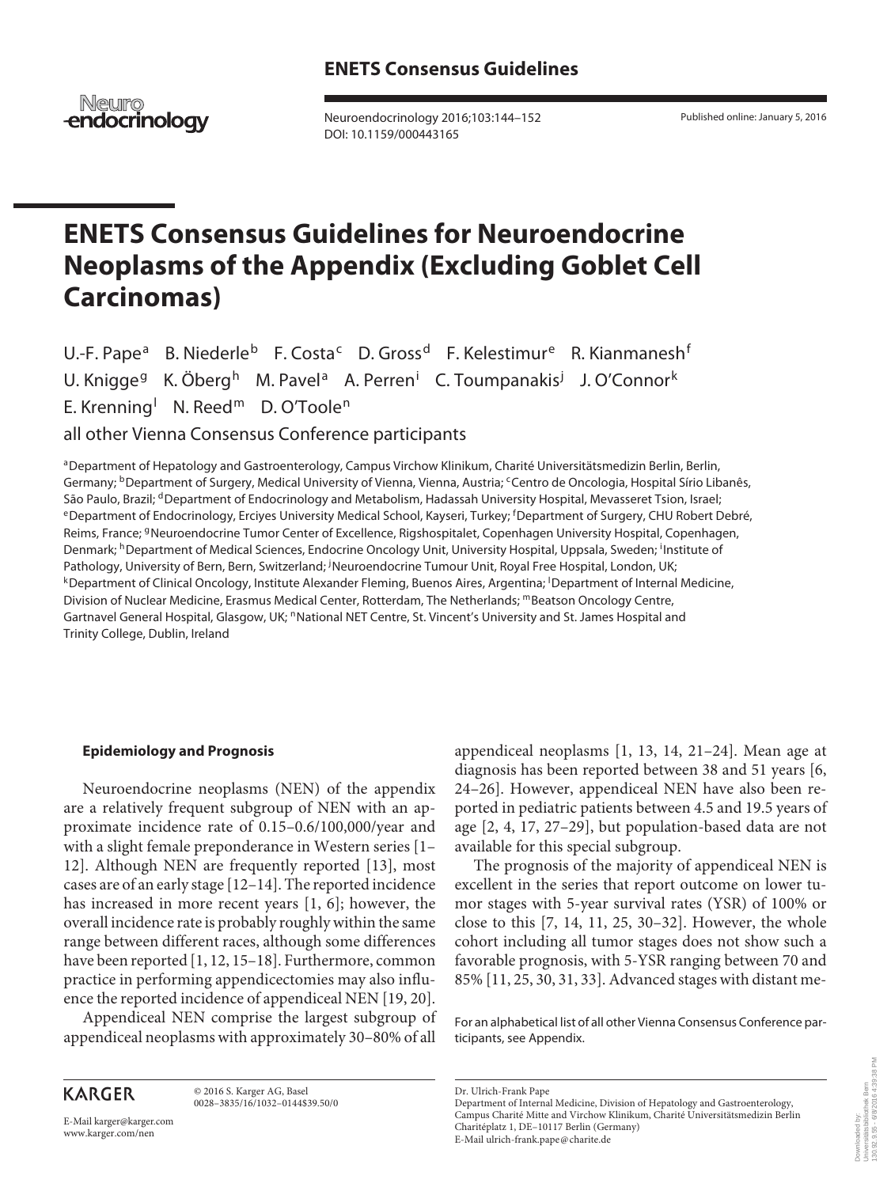ENETS Consensus Guidelines

# ENETS Consensus Guidelines for Neuroendocrine Neoplasms of the Appendix (Excluding Goblet Cell Carcinomas)

U.-F. Pape[a] B. Niederle[b] F. Costa[c] D. Gross[d] F. Kelestimur[e] R. Kianmanesh[f] U. Knigge[g] K. Öberg[h] M. Pavel[a] A. Perren[i] C. Toumpanakis[j] J. O'Connor[k] E. Krenning[l] N. Reed[m] D. O'Toole[n]

all other Vienna Consensus Conference participants

[a]Department of Hepatology and Gastroenterology, Campus Virchow Klinikum, Charité Universitätsmedizin Berlin, Berlin, Germany; [b]Department of Surgery, Medical University of Vienna, Vienna, Austria; [c]Centro de Oncologia, Hospital Sírio Libanês, São Paulo, Brazil; [d]Department of Endocrinology and Metabolism, Hadassah University Hospital, Mevasseret Tsion, Israel; [e]Department of Endocrinology, Erciyes University Medical School, Kayseri, Turkey; [f]Department of Surgery, CHU Robert Debré, Reims, France; [g]Neuroendocrine Tumor Center of Excellence, Rigshospitalet, Copenhagen University Hospital, Copenhagen, Denmark; [h]Department of Medical Sciences, Endocrine Oncology Unit, University Hospital, Uppsala, Sweden; [i]Institute of Pathology, University of Bern, Bern, Switzerland; [j]Neuroendocrine Tumour Unit, Royal Free Hospital, London, UK; [k]Department of Clinical Oncology, Institute Alexander Fleming, Buenos Aires, Argentina; [l]Department of Internal Medicine, Division of Nuclear Medicine, Erasmus Medical Center, Rotterdam, The Netherlands; [m]Beatson Oncology Centre, Gartnavel General Hospital, Glasgow, UK; [n]National NET Centre, St. Vincent's University and St. James Hospital and Trinity College, Dublin, Ireland

## Epidemiology and Prognosis

Neuroendocrine neoplasms (NEN) of the appendix are a relatively frequent subgroup of NEN with an approximate incidence rate of 0.15–0.6/100,000/year and with a slight female preponderance in Western series [1–12]. Although NEN are frequently reported [13], most cases are of an early stage [12–14]. The reported incidence has increased in more recent years [1, 6]; however, the overall incidence rate is probably roughly within the same range between different races, although some differences have been reported [1, 12, 15–18]. Furthermore, common practice in performing appendicectomies may also influence the reported incidence of appendiceal NEN [19, 20].

Appendiceal NEN comprise the largest subgroup of appendiceal neoplasms with approximately 30–80% of all appendiceal neoplasms [1, 13, 14, 21–24]. Mean age at diagnosis has been reported between 38 and 51 years [6, 24–26]. However, appendiceal NEN have also been reported in pediatric patients between 4.5 and 19.5 years of age [2, 4, 17, 27–29], but population-based data are not available for this special subgroup.

The prognosis of the majority of appendiceal NEN is excellent in the series that report outcome on lower tumor stages with 5-year survival rates (YSR) of 100% or close to this [7, 14, 11, 25, 30–32]. However, the whole cohort including all tumor stages does not show such a favorable prognosis, with 5-YSR ranging between 70 and 85% [11, 25, 30, 31, 33]. Advanced stages with distant me-

For an alphabetical list of all other Vienna Consensus Conference participants, see Appendix.

Dr. Ulrich-Frank Pape
Department of Internal Medicine, Division of Hepatology and Gastroenterology, Campus Charité Mitte and Virchow Klinikum, Charité Universitätsmedizin Berlin
Charitéplatz 1, DE–10117 Berlin (Germany)
E-Mail ulrich-frank.pape@charite.de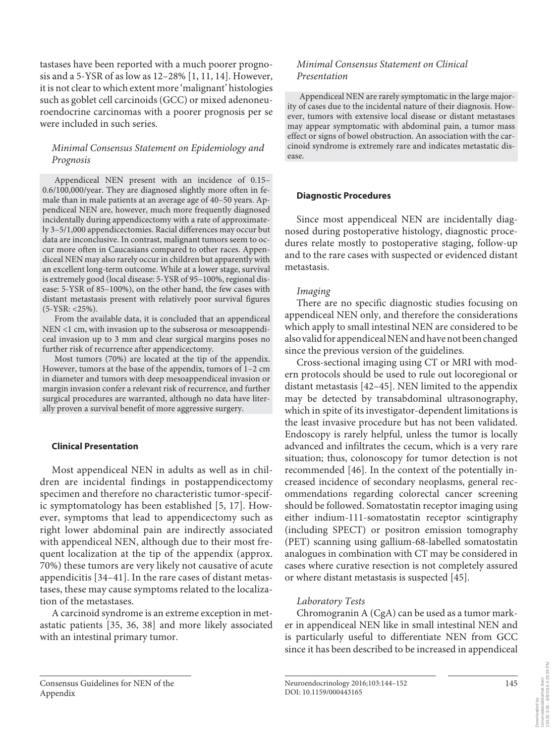tastases have been reported with a much poorer prognosis and a 5-YSR of as low as 12–28% [1, 11, 14]. However, it is not clear to which extent more 'malignant' histologies such as goblet cell carcinoids (GCC) or mixed adenoneuroendocrine carcinomas with a poorer prognosis per se were included in such series.

### *Minimal Consensus Statement on Epidemiology and Prognosis*

Appendiceal NEN present with an incidence of 0.15–0.6/100,000/year. They are diagnosed slightly more often in female than in male patients at an average age of 40–50 years. Appendiceal NEN are, however, much more frequently diagnosed incidentally during appendicectomy with a rate of approximately 3–5/1,000 appendicectomies. Racial differences may occur but data are inconclusive. In contrast, malignant tumors seem to occur more often in Caucasians compared to other races. Appendiceal NEN may also rarely occur in children but apparently with an excellent long-term outcome. While at a lower stage, survival is extremely good (local disease: 5-YSR of 95–100%, regional disease: 5-YSR of 85–100%), on the other hand, the few cases with distant metastasis present with relatively poor survival figures (5-YSR: <25%).

From the available data, it is concluded that an appendiceal NEN <1 cm, with invasion up to the subserosa or mesoappendiceal invasion up to 3 mm and clear surgical margins poses no further risk of recurrence after appendicectomy.

Most tumors (70%) are located at the tip of the appendix. However, tumors at the base of the appendix, tumors of 1–2 cm in diameter and tumors with deep mesoappendiceal invasion or margin invasion confer a relevant risk of recurrence, and further surgical procedures are warranted, although no data have literally proven a survival benefit of more aggressive surgery.

## **Clinical Presentation**

Most appendiceal NEN in adults as well as in children are incidental findings in postappendicectomy specimen and therefore no characteristic tumor-specific symptomatology has been established [5, 17]. However, symptoms that lead to appendicectomy such as right lower abdominal pain are indirectly associated with appendiceal NEN, although due to their most frequent localization at the tip of the appendix (approx. 70%) these tumors are very likely not causative of acute appendicitis [34–41]. In the rare cases of distant metastases, these may cause symptoms related to the localization of the metastases.

A carcinoid syndrome is an extreme exception in metastatic patients [35, 36, 38] and more likely associated with an intestinal primary tumor.

### *Minimal Consensus Statement on Clinical Presentation*

Appendiceal NEN are rarely symptomatic in the large majority of cases due to the incidental nature of their diagnosis. However, tumors with extensive local disease or distant metastases may appear symptomatic with abdominal pain, a tumor mass effect or signs of bowel obstruction. An association with the carcinoid syndrome is extremely rare and indicates metastatic disease.

## **Diagnostic Procedures**

Since most appendiceal NEN are incidentally diagnosed during postoperative histology, diagnostic procedures relate mostly to postoperative staging, follow-up and to the rare cases with suspected or evidenced distant metastasis.

### *Imaging*

There are no specific diagnostic studies focusing on appendiceal NEN only, and therefore the considerations which apply to small intestinal NEN are considered to be also valid for appendiceal NEN and have not been changed since the previous version of the guidelines.

Cross-sectional imaging using CT or MRI with modern protocols should be used to rule out locoregional or distant metastasis [42–45]. NEN limited to the appendix may be detected by transabdominal ultrasonography, which in spite of its investigator-dependent limitations is the least invasive procedure but has not been validated. Endoscopy is rarely helpful, unless the tumor is locally advanced and infiltrates the cecum, which is a very rare situation; thus, colonoscopy for tumor detection is not recommended [46]. In the context of the potentially increased incidence of secondary neoplasms, general recommendations regarding colorectal cancer screening should be followed. Somatostatin receptor imaging using either indium-111-somatostatin receptor scintigraphy (including SPECT) or positron emission tomography (PET) scanning using gallium-68-labelled somatostatin analogues in combination with CT may be considered in cases where curative resection is not completely assured or where distant metastasis is suspected [45].

### *Laboratory Tests*

Chromogranin A (CgA) can be used as a tumor marker in appendiceal NEN like in small intestinal NEN and is particularly useful to differentiate NEN from GCC since it has been described to be increased in appendiceal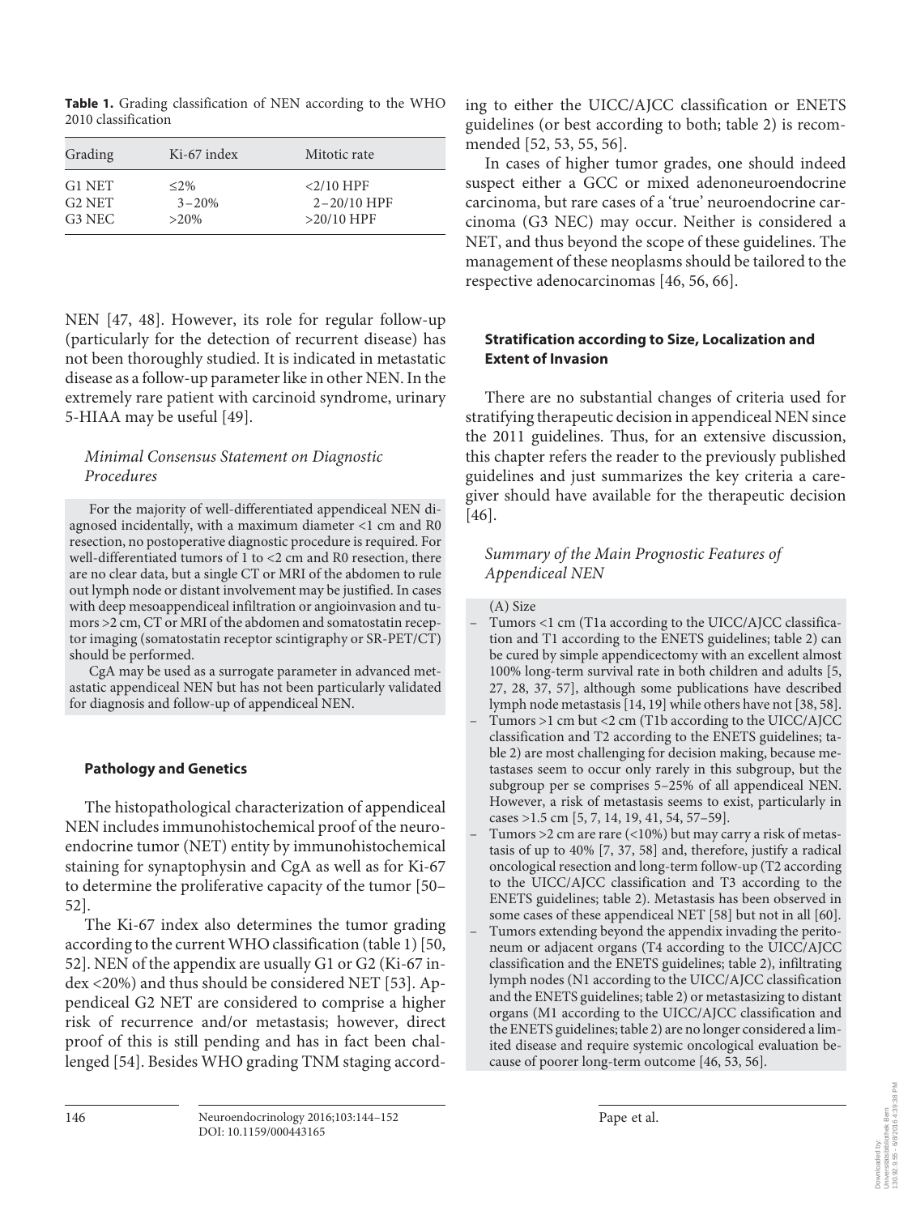**Table 1.** Grading classification of NEN according to the WHO 2010 classification

| Grading | Ki-67 index | Mitotic rate |
|---|---|---|
| G1 NET | ≤2% | <2/10 HPF |
| G2 NET | 3–20% | 2–20/10 HPF |
| G3 NEC | >20% | >20/10 HPF |

NEN [47, 48]. However, its role for regular follow-up (particularly for the detection of recurrent disease) has not been thoroughly studied. It is indicated in metastatic disease as a follow-up parameter like in other NEN. In the extremely rare patient with carcinoid syndrome, urinary 5-HIAA may be useful [49].

### *Minimal Consensus Statement on Diagnostic Procedures*

For the majority of well-differentiated appendiceal NEN diagnosed incidentally, with a maximum diameter <1 cm and R0 resection, no postoperative diagnostic procedure is required. For well-differentiated tumors of 1 to <2 cm and R0 resection, there are no clear data, but a single CT or MRI of the abdomen to rule out lymph node or distant involvement may be justified. In cases with deep mesoappendiceal infiltration or angioinvasion and tumors >2 cm, CT or MRI of the abdomen and somatostatin receptor imaging (somatostatin receptor scintigraphy or SR-PET/CT) should be performed.

CgA may be used as a surrogate parameter in advanced metastatic appendiceal NEN but has not been particularly validated for diagnosis and follow-up of appendiceal NEN.

## **Pathology and Genetics**

The histopathological characterization of appendiceal NEN includes immunohistochemical proof of the neuroendocrine tumor (NET) entity by immunohistochemical staining for synaptophysin and CgA as well as for Ki-67 to determine the proliferative capacity of the tumor [50–52].

The Ki-67 index also determines the tumor grading according to the current WHO classification (table 1) [50, 52]. NEN of the appendix are usually G1 or G2 (Ki-67 index <20%) and thus should be considered NET [53]. Appendiceal G2 NET are considered to comprise a higher risk of recurrence and/or metastasis; however, direct proof of this is still pending and has in fact been challenged [54]. Besides WHO grading TNM staging according to either the UICC/AJCC classification or ENETS guidelines (or best according to both; table 2) is recommended [52, 53, 55, 56].

In cases of higher tumor grades, one should indeed suspect either a GCC or mixed adenoneuroendocrine carcinoma, but rare cases of a 'true' neuroendocrine carcinoma (G3 NEC) may occur. Neither is considered a NET, and thus beyond the scope of these guidelines. The management of these neoplasms should be tailored to the respective adenocarcinomas [46, 56, 66].

## **Stratification according to Size, Localization and Extent of Invasion**

There are no substantial changes of criteria used for stratifying therapeutic decision in appendiceal NEN since the 2011 guidelines. Thus, for an extensive discussion, this chapter refers the reader to the previously published guidelines and just summarizes the key criteria a caregiver should have available for the therapeutic decision [46].

### *Summary of the Main Prognostic Features of Appendiceal NEN*

(A) Size

- Tumors <1 cm (T1a according to the UICC/AJCC classification and T1 according to the ENETS guidelines; table 2) can be cured by simple appendicectomy with an excellent almost 100% long-term survival rate in both children and adults [5, 27, 28, 37, 57], although some publications have described lymph node metastasis [14, 19] while others have not [38, 58].
- Tumors >1 cm but <2 cm (T1b according to the UICC/AJCC classification and T2 according to the ENETS guidelines; table 2) are most challenging for decision making, because metastases seem to occur only rarely in this subgroup, but the subgroup per se comprises 5–25% of all appendiceal NEN. However, a risk of metastasis seems to exist, particularly in cases >1.5 cm [5, 7, 14, 19, 41, 54, 57–59].
- Tumors >2 cm are rare (<10%) but may carry a risk of metastasis of up to 40% [7, 37, 58] and, therefore, justify a radical oncological resection and long-term follow-up (T2 according to the UICC/AJCC classification and T3 according to the ENETS guidelines; table 2). Metastasis has been observed in some cases of these appendiceal NET [58] but not in all [60].
- Tumors extending beyond the appendix invading the peritoneum or adjacent organs (T4 according to the UICC/AJCC classification and the ENETS guidelines; table 2), infiltrating lymph nodes (N1 according to the UICC/AJCC classification and the ENETS guidelines; table 2) or metastasizing to distant organs (M1 according to the UICC/AJCC classification and the ENETS guidelines; table 2) are no longer considered a limited disease and require systemic oncological evaluation because of poorer long-term outcome [46, 53, 56].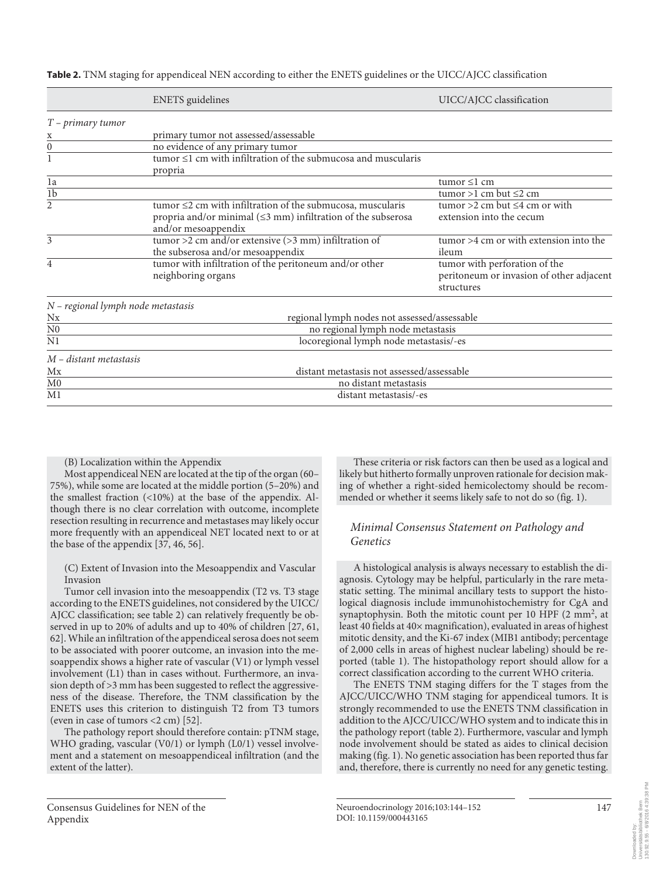**Table 2.** TNM staging for appendiceal NEN according to either the ENETS guidelines or the UICC/AJCC classification

| | ENETS guidelines | UICC/AJCC classification |
|---|---|---|
| *T – primary tumor* | | |
| x | primary tumor not assessed/assessable | |
| 0 | no evidence of any primary tumor | |
| 1 | tumor ≤1 cm with infiltration of the submucosa and muscularis propria | |
| 1a | | tumor ≤1 cm |
| 1b | | tumor >1 cm but ≤2 cm |
| 2 | tumor ≤2 cm with infiltration of the submucosa, muscularis propria and/or minimal (≤3 mm) infiltration of the subserosa and/or mesoappendix | tumor >2 cm but ≤4 cm or with extension into the cecum |
| 3 | tumor >2 cm and/or extensive (>3 mm) infiltration of the subserosa and/or mesoappendix | tumor >4 cm or with extension into the ileum |
| 4 | tumor with infiltration of the peritoneum and/or other neighboring organs | tumor with perforation of the peritoneum or invasion of other adjacent structures |
| *N – regional lymph node metastasis* | | |
| Nx | regional lymph nodes not assessed/assessable | |
| N0 | no regional lymph node metastasis | |
| N1 | locoregional lymph node metastasis/-es | |
| *M – distant metastasis* | | |
| Mx | distant metastasis not assessed/assessable | |
| M0 | no distant metastasis | |
| M1 | distant metastasis/-es | |

(B) Localization within the Appendix

Most appendiceal NEN are located at the tip of the organ (60–75%), while some are located at the middle portion (5–20%) and the smallest fraction (<10%) at the base of the appendix. Although there is no clear correlation with outcome, incomplete resection resulting in recurrence and metastases may likely occur more frequently with an appendiceal NET located next to or at the base of the appendix [37, 46, 56].

(C) Extent of Invasion into the Mesoappendix and Vascular Invasion

Tumor cell invasion into the mesoappendix (T2 vs. T3 stage according to the ENETS guidelines, not considered by the UICC/AJCC classification; see table 2) can relatively frequently be observed in up to 20% of adults and up to 40% of children [27, 61, 62]. While an infiltration of the appendiceal serosa does not seem to be associated with poorer outcome, an invasion into the mesoappendix shows a higher rate of vascular (V1) or lymph vessel involvement (L1) than in cases without. Furthermore, an invasion depth of >3 mm has been suggested to reflect the aggressiveness of the disease. Therefore, the TNM classification by the ENETS uses this criterion to distinguish T2 from T3 tumors (even in case of tumors <2 cm) [52].

The pathology report should therefore contain: pTNM stage, WHO grading, vascular (V0/1) or lymph (L0/1) vessel involvement and a statement on mesoappendiceal infiltration (and the extent of the latter).

These criteria or risk factors can then be used as a logical and likely but hitherto formally unproven rationale for decision making of whether a right-sided hemicolectomy should be recommended or whether it seems likely safe to not do so (fig. 1).

### *Minimal Consensus Statement on Pathology and Genetics*

A histological analysis is always necessary to establish the diagnosis. Cytology may be helpful, particularly in the rare metastatic setting. The minimal ancillary tests to support the histological diagnosis include immunohistochemistry for CgA and synaptophysin. Both the mitotic count per 10 HPF (2 mm$^2$, at least 40 fields at 40× magnification), evaluated in areas of highest mitotic density, and the Ki-67 index (MIB1 antibody; percentage of 2,000 cells in areas of highest nuclear labeling) should be reported (table 1). The histopathology report should allow for a correct classification according to the current WHO criteria.

The ENETS TNM staging differs for the T stages from the AJCC/UICC/WHO TNM staging for appendiceal tumors. It is strongly recommended to use the ENETS TNM classification in addition to the AJCC/UICC/WHO system and to indicate this in the pathology report (table 2). Furthermore, vascular and lymph node involvement should be stated as aides to clinical decision making (fig. 1). No genetic association has been reported thus far and, therefore, there is currently no need for any genetic testing.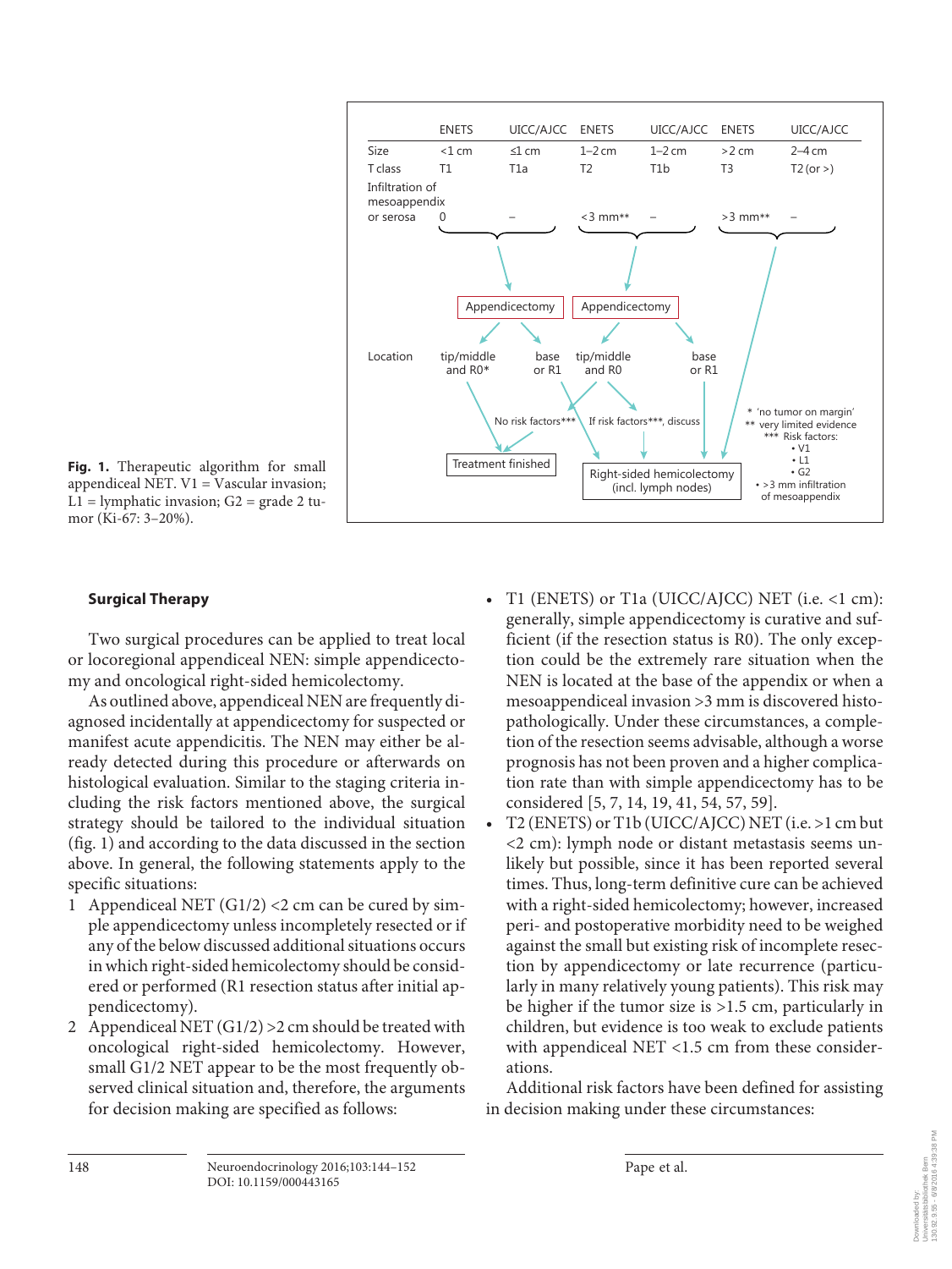| | ENETS | UICC/AJCC | ENETS | UICC/AJCC | ENETS | UICC/AJCC |
|---|---|---|---|---|---|---|
| Size | <1 cm | ≤1 cm | 1–2 cm | 1–2 cm | >2 cm | 2–4 cm |
| T class | T1 | T1a | T2 | T1b | T3 | T2 (or >) |
| Infiltration of mesoappendix or serosa | 0 | – | <3 mm** | – | >3 mm** | – |

Appendicectomy → Location: tip/middle and R0* → Treatment finished; base or R1 → Right-sided hemicolectomy (incl. lymph nodes)

Appendicectomy → Location: tip/middle and R0 → No risk factors*** → Treatment finished; If risk factors***, discuss → Right-sided hemicolectomy (incl. lymph nodes); base or R1 → Right-sided hemicolectomy (incl. lymph nodes)

>2 cm → Right-sided hemicolectomy (incl. lymph nodes)

\* 'no tumor on margin'
\*\* very limited evidence
\*\*\* Risk factors:
- V1
- L1
- G2
- >3 mm infiltration of mesoappendix

**Fig. 1.** Therapeutic algorithm for small appendiceal NET. V1 = Vascular invasion; L1 = lymphatic invasion; G2 = grade 2 tumor (Ki-67: 3–20%).

### Surgical Therapy

Two surgical procedures can be applied to treat local or locoregional appendiceal NEN: simple appendicectomy and oncological right-sided hemicolectomy.

As outlined above, appendiceal NEN are frequently diagnosed incidentally at appendicectomy for suspected or manifest acute appendicitis. The NEN may either be already detected during this procedure or afterwards on histological evaluation. Similar to the staging criteria including the risk factors mentioned above, the surgical strategy should be tailored to the individual situation (fig. 1) and according to the data discussed in the section above. In general, the following statements apply to the specific situations:

1. Appendiceal NET (G1/2) <2 cm can be cured by simple appendicectomy unless incompletely resected or if any of the below discussed additional situations occurs in which right-sided hemicolectomy should be considered or performed (R1 resection status after initial appendicectomy).
2. Appendiceal NET (G1/2) >2 cm should be treated with oncological right-sided hemicolectomy. However, small G1/2 NET appear to be the most frequently observed clinical situation and, therefore, the arguments for decision making are specified as follows:

- T1 (ENETS) or T1a (UICC/AJCC) NET (i.e. <1 cm): generally, simple appendicectomy is curative and sufficient (if the resection status is R0). The only exception could be the extremely rare situation when the NEN is located at the base of the appendix or when a mesoappendiceal invasion >3 mm is discovered histopathologically. Under these circumstances, a completion of the resection seems advisable, although a worse prognosis has not been proven and a higher complication rate than with simple appendicectomy has to be considered [5, 7, 14, 19, 41, 54, 57, 59].
- T2 (ENETS) or T1b (UICC/AJCC) NET (i.e. >1 cm but <2 cm): lymph node or distant metastasis seems unlikely but possible, since it has been reported several times. Thus, long-term definitive cure can be achieved with a right-sided hemicolectomy; however, increased peri- and postoperative morbidity need to be weighed against the small but existing risk of incomplete resection by appendicectomy or late recurrence (particularly in many relatively young patients). This risk may be higher if the tumor size is >1.5 cm, particularly in children, but evidence is too weak to exclude patients with appendiceal NET <1.5 cm from these considerations.

Additional risk factors have been defined for assisting in decision making under these circumstances: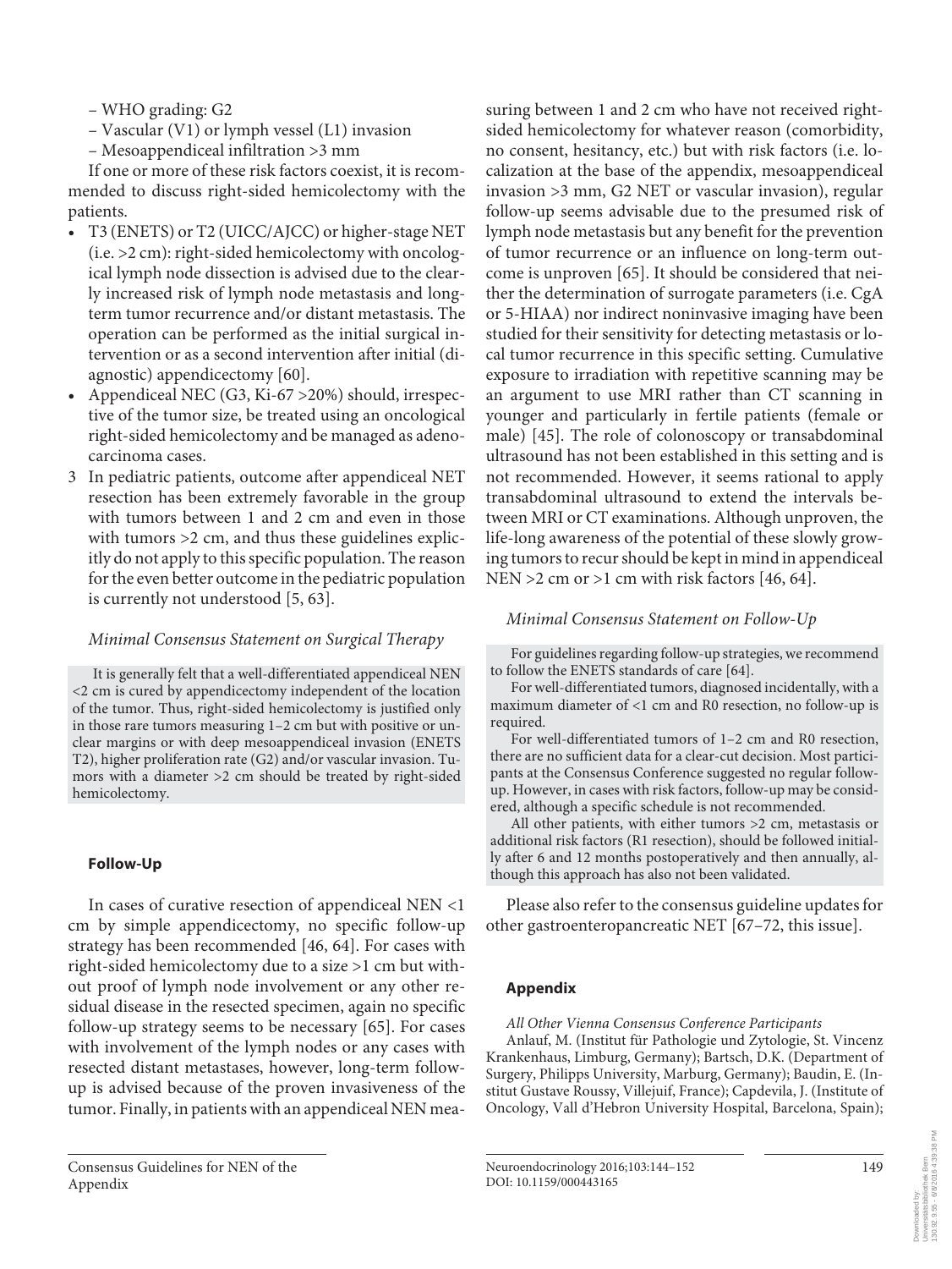– WHO grading: G2
– Vascular (V1) or lymph vessel (L1) invasion
– Mesoappendiceal infiltration >3 mm

If one or more of these risk factors coexist, it is recommended to discuss right-sided hemicolectomy with the patients.

- T3 (ENETS) or T2 (UICC/AJCC) or higher-stage NET (i.e. >2 cm): right-sided hemicolectomy with oncological lymph node dissection is advised due to the clearly increased risk of lymph node metastasis and long-term tumor recurrence and/or distant metastasis. The operation can be performed as the initial surgical intervention or as a second intervention after initial (diagnostic) appendicectomy [60].
- Appendiceal NEC (G3, Ki-67 >20%) should, irrespective of the tumor size, be treated using an oncological right-sided hemicolectomy and be managed as adenocarcinoma cases.

3 In pediatric patients, outcome after appendiceal NET resection has been extremely favorable in the group with tumors between 1 and 2 cm and even in those with tumors >2 cm, and thus these guidelines explicitly do not apply to this specific population. The reason for the even better outcome in the pediatric population is currently not understood [5, 63].

*Minimal Consensus Statement on Surgical Therapy*

It is generally felt that a well-differentiated appendiceal NEN <2 cm is cured by appendicectomy independent of the location of the tumor. Thus, right-sided hemicolectomy is justified only in those rare tumors measuring 1–2 cm but with positive or unclear margins or with deep mesoappendiceal invasion (ENETS T2), higher proliferation rate (G2) and/or vascular invasion. Tumors with a diameter >2 cm should be treated by right-sided hemicolectomy.

## Follow-Up

In cases of curative resection of appendiceal NEN <1 cm by simple appendicectomy, no specific follow-up strategy has been recommended [46, 64]. For cases with right-sided hemicolectomy due to a size >1 cm but without proof of lymph node involvement or any other residual disease in the resected specimen, again no specific follow-up strategy seems to be necessary [65]. For cases with involvement of the lymph nodes or any cases with resected distant metastases, however, long-term follow-up is advised because of the proven invasiveness of the tumor. Finally, in patients with an appendiceal NEN measuring between 1 and 2 cm who have not received right-sided hemicolectomy for whatever reason (comorbidity, no consent, hesitancy, etc.) but with risk factors (i.e. localization at the base of the appendix, mesoappendiceal invasion >3 mm, G2 NET or vascular invasion), regular follow-up seems advisable due to the presumed risk of lymph node metastasis but any benefit for the prevention of tumor recurrence or an influence on long-term outcome is unproven [65]. It should be considered that neither the determination of surrogate parameters (i.e. CgA or 5-HIAA) nor indirect noninvasive imaging have been studied for their sensitivity for detecting metastasis or local tumor recurrence in this specific setting. Cumulative exposure to irradiation with repetitive scanning may be an argument to use MRI rather than CT scanning in younger and particularly in fertile patients (female or male) [45]. The role of colonoscopy or transabdominal ultrasound has not been established in this setting and is not recommended. However, it seems rational to apply transabdominal ultrasound to extend the intervals between MRI or CT examinations. Although unproven, the life-long awareness of the potential of these slowly growing tumors to recur should be kept in mind in appendiceal NEN >2 cm or >1 cm with risk factors [46, 64].

*Minimal Consensus Statement on Follow-Up*

For guidelines regarding follow-up strategies, we recommend to follow the ENETS standards of care [64].

For well-differentiated tumors, diagnosed incidentally, with a maximum diameter of <1 cm and R0 resection, no follow-up is required.

For well-differentiated tumors of 1–2 cm and R0 resection, there are no sufficient data for a clear-cut decision. Most participants at the Consensus Conference suggested no regular follow-up. However, in cases with risk factors, follow-up may be considered, although a specific schedule is not recommended.

All other patients, with either tumors >2 cm, metastasis or additional risk factors (R1 resection), should be followed initially after 6 and 12 months postoperatively and then annually, although this approach has also not been validated.

Please also refer to the consensus guideline updates for other gastroenteropancreatic NET [67–72, this issue].

## Appendix

*All Other Vienna Consensus Conference Participants*

Anlauf, M. (Institut für Pathologie und Zytologie, St. Vincenz Krankenhaus, Limburg, Germany); Bartsch, D.K. (Department of Surgery, Philipps University, Marburg, Germany); Baudin, E. (Institut Gustave Roussy, Villejuif, France); Capdevila, J. (Institute of Oncology, Vall d'Hebron University Hospital, Barcelona, Spain);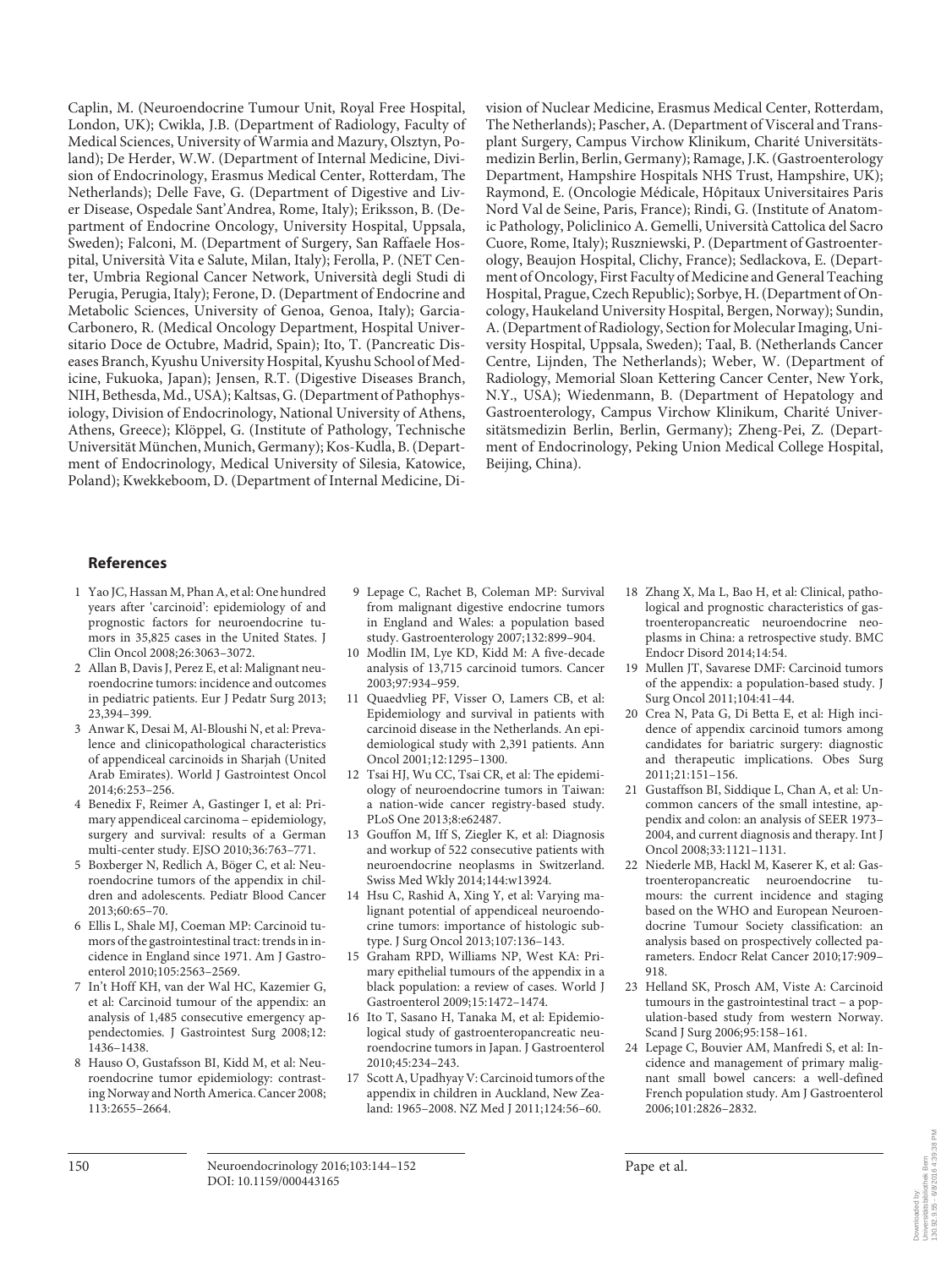Caplin, M. (Neuroendocrine Tumour Unit, Royal Free Hospital, London, UK); Cwikla, J.B. (Department of Radiology, Faculty of Medical Sciences, University of Warmia and Mazury, Olsztyn, Poland); De Herder, W.W. (Department of Internal Medicine, Division of Endocrinology, Erasmus Medical Center, Rotterdam, The Netherlands); Delle Fave, G. (Department of Digestive and Liver Disease, Ospedale Sant'Andrea, Rome, Italy); Eriksson, B. (Department of Endocrine Oncology, University Hospital, Uppsala, Sweden); Falconi, M. (Department of Surgery, San Raffaele Hospital, Università Vita e Salute, Milan, Italy); Ferolla, P. (NET Center, Umbria Regional Cancer Network, Università degli Studi di Perugia, Perugia, Italy); Ferone, D. (Department of Endocrine and Metabolic Sciences, University of Genoa, Genoa, Italy); Garcia-Carbonero, R. (Medical Oncology Department, Hospital Universitario Doce de Octubre, Madrid, Spain); Ito, T. (Pancreatic Diseases Branch, Kyushu University Hospital, Kyushu School of Medicine, Fukuoka, Japan); Jensen, R.T. (Digestive Diseases Branch, NIH, Bethesda, Md., USA); Kaltsas, G. (Department of Pathophysiology, Division of Endocrinology, National University of Athens, Athens, Greece); Klöppel, G. (Institute of Pathology, Technische Universität München, Munich, Germany); Kos-Kudla, B. (Department of Endocrinology, Medical University of Silesia, Katowice, Poland); Kwekkeboom, D. (Department of Internal Medicine, Division of Nuclear Medicine, Erasmus Medical Center, Rotterdam, The Netherlands); Pascher, A. (Department of Visceral and Transplant Surgery, Campus Virchow Klinikum, Charité Universitätsmedizin Berlin, Berlin, Germany); Ramage, J.K. (Gastroenterology Department, Hampshire Hospitals NHS Trust, Hampshire, UK); Raymond, E. (Oncologie Médicale, Hôpitaux Universitaires Paris Nord Val de Seine, Paris, France); Rindi, G. (Institute of Anatomic Pathology, Policlinico A. Gemelli, Università Cattolica del Sacro Cuore, Rome, Italy); Ruszniewski, P. (Department of Gastroenterology, Beaujon Hospital, Clichy, France); Sedlackova, E. (Department of Oncology, First Faculty of Medicine and General Teaching Hospital, Prague, Czech Republic); Sorbye, H. (Department of Oncology, Haukeland University Hospital, Bergen, Norway); Sundin, A. (Department of Radiology, Section for Molecular Imaging, University Hospital, Uppsala, Sweden); Taal, B. (Netherlands Cancer Centre, Lijnden, The Netherlands); Weber, W. (Department of Radiology, Memorial Sloan Kettering Cancer Center, New York, N.Y., USA); Wiedenmann, B. (Department of Hepatology and Gastroenterology, Campus Virchow Klinikum, Charité Universitätsmedizin Berlin, Berlin, Germany); Zheng-Pei, Z. (Department of Endocrinology, Peking Union Medical College Hospital, Beijing, China).

## References

1. Yao JC, Hassan M, Phan A, et al: One hundred years after 'carcinoid': epidemiology of and prognostic factors for neuroendocrine tumors in 35,825 cases in the United States. J Clin Oncol 2008;26:3063–3072.
2. Allan B, Davis J, Perez E, et al: Malignant neuroendocrine tumors: incidence and outcomes in pediatric patients. Eur J Pedatr Surg 2013;23,394–399.
3. Anwar K, Desai M, Al-Bloushi N, et al: Prevalence and clinicopathological characteristics of appendiceal carcinoids in Sharjah (United Arab Emirates). World J Gastrointest Oncol 2014;6:253–256.
4. Benedix F, Reimer A, Gastinger I, et al: Primary appendiceal carcinoma – epidemiology, surgery and survival: results of a German multi-center study. EJSO 2010;36:763–771.
5. Boxberger N, Redlich A, Böger C, et al: Neuroendocrine tumors of the appendix in children and adolescents. Pediatr Blood Cancer 2013;60:65–70.
6. Ellis L, Shale MJ, Coeman MP: Carcinoid tumors of the gastrointestinal tract: trends in incidence in England since 1971. Am J Gastroenterol 2010;105:2563–2569.
7. In't Hoff KH, van der Wal HC, Kazemier G, et al: Carcinoid tumour of the appendix: an analysis of 1,485 consecutive emergency appendectomies. J Gastrointest Surg 2008;12:1436–1438.
8. Hauso O, Gustafsson BI, Kidd M, et al: Neuroendocrine tumor epidemiology: contrasting Norway and North America. Cancer 2008;113:2655–2664.
9. Lepage C, Rachet B, Coleman MP: Survival from malignant digestive endocrine tumors in England and Wales: a population based study. Gastroenterology 2007;132:899–904.
10. Modlin IM, Lye KD, Kidd M: A five-decade analysis of 13,715 carcinoid tumors. Cancer 2003;97:934–959.
11. Quaedvlieg PF, Visser O, Lamers CB, et al: Epidemiology and survival in patients with carcinoid disease in the Netherlands. An epidemiological study with 2,391 patients. Ann Oncol 2001;12:1295–1300.
12. Tsai HJ, Wu CC, Tsai CR, et al: The epidemiology of neuroendocrine tumors in Taiwan: a nation-wide cancer registry-based study. PLoS One 2013;8:e62487.
13. Gouffon M, Iff S, Ziegler K, et al: Diagnosis and workup of 522 consecutive patients with neuroendocrine neoplasms in Switzerland. Swiss Med Wkly 2014;144:w13924.
14. Hsu C, Rashid A, Xing Y, et al: Varying malignant potential of appendiceal neuroendocrine tumors: importance of histologic subtype. J Surg Oncol 2013;107:136–143.
15. Graham RPD, Williams NP, West KA: Primary epithelial tumours of the appendix in a black population: a review of cases. World J Gastroenterol 2009;15:1472–1474.
16. Ito T, Sasano H, Tanaka M, et al: Epidemiological study of gastroenteropancreatic neuroendocrine tumors in Japan. J Gastroenterol 2010;45:234–243.
17. Scott A, Upadhyay V: Carcinoid tumors of the appendix in children in Auckland, New Zealand: 1965–2008. NZ Med J 2011;124:56–60.
18. Zhang X, Ma L, Bao H, et al: Clinical, pathological and prognostic characteristics of gastroenteropancreatic neuroendocrine neoplasms in China: a retrospective study. BMC Endocr Disord 2014;14:54.
19. Mullen JT, Savarese DMF: Carcinoid tumors of the appendix: a population-based study. J Surg Oncol 2011;104:41–44.
20. Crea N, Pata G, Di Betta E, et al: High incidence of appendix carcinoid tumors among candidates for bariatric surgery: diagnostic and therapeutic implications. Obes Surg 2011;21:151–156.
21. Gustaffson BI, Siddique L, Chan A, et al: Uncommon cancers of the small intestine, appendix and colon: an analysis of SEER 1973–2004, and current diagnosis and therapy. Int J Oncol 2008;33:1121–1131.
22. Niederle MB, Hackl M, Kaserer K, et al: Gastroenteropancreatic neuroendocrine tumours: the current incidence and staging based on the WHO and European Neuroendocrine Tumour Society classification: an analysis based on prospectively collected parameters. Endocr Relat Cancer 2010;17:909–918.
23. Helland SK, Prosch AM, Viste A: Carcinoid tumours in the gastrointestinal tract – a population-based study from western Norway. Scand J Surg 2006;95:158–161.
24. Lepage C, Bouvier AM, Manfredi S, et al: Incidence and management of primary malignant small bowel cancers: a well-defined French population study. Am J Gastroenterol 2006;101:2826–2832.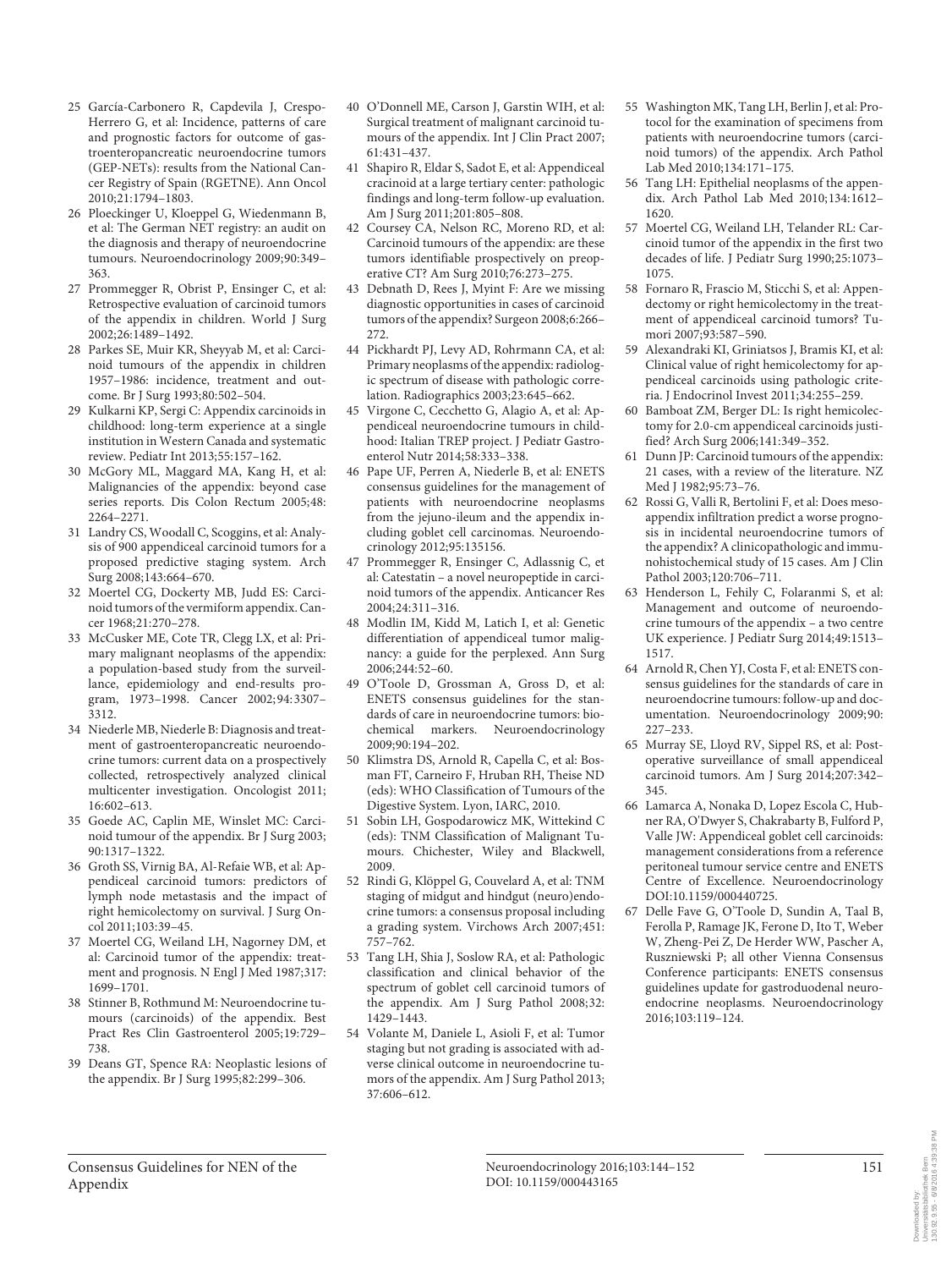25 García-Carbonero R, Capdevila J, Crespo-Herrero G, et al: Incidence, patterns of care and prognostic factors for outcome of gastroenteropancreatic neuroendocrine tumors (GEP-NETs): results from the National Cancer Registry of Spain (RGETNE). Ann Oncol 2010;21:1794–1803.

26 Ploeckinger U, Kloeppel G, Wiedenmann B, et al: The German NET registry: an audit on the diagnosis and therapy of neuroendocrine tumours. Neuroendocrinology 2009;90:349–363.

27 Prommegger R, Obrist P, Ensinger C, et al: Retrospective evaluation of carcinoid tumors of the appendix in children. World J Surg 2002;26:1489–1492.

28 Parkes SE, Muir KR, Sheyyab M, et al: Carcinoid tumours of the appendix in children 1957–1986: incidence, treatment and outcome. Br J Surg 1993;80:502–504.

29 Kulkarni KP, Sergi C: Appendix carcinoids in childhood: long-term experience at a single institution in Western Canada and systematic review. Pediatr Int 2013;55:157–162.

30 McGory ML, Maggard MA, Kang H, et al: Malignancies of the appendix: beyond case series reports. Dis Colon Rectum 2005;48: 2264–2271.

31 Landry CS, Woodall C, Scoggins, et al: Analysis of 900 appendiceal carcinoid tumors for a proposed predictive staging system. Arch Surg 2008;143:664–670.

32 Moertel CG, Dockerty MB, Judd ES: Carcinoid tumors of the vermiform appendix. Cancer 1968;21:270–278.

33 McCusker ME, Cote TR, Clegg LX, et al: Primary malignant neoplasms of the appendix: a population-based study from the surveillance, epidemiology and end-results program, 1973–1998. Cancer 2002;94:3307–3312.

34 Niederle MB, Niederle B: Diagnosis and treatment of gastroenteropancreatic neuroendocrine tumors: current data on a prospectively collected, retrospectively analyzed clinical multicenter investigation. Oncologist 2011; 16:602–613.

35 Goede AC, Caplin ME, Winslet MC: Carcinoid tumour of the appendix. Br J Surg 2003; 90:1317–1322.

36 Groth SS, Virnig BA, Al-Refaie WB, et al: Appendiceal carcinoid tumors: predictors of lymph node metastasis and the impact of right hemicolectomy on survival. J Surg Oncol 2011;103:39–45.

37 Moertel CG, Weiland LH, Nagorney DM, et al: Carcinoid tumor of the appendix: treatment and prognosis. N Engl J Med 1987;317: 1699–1701.

38 Stinner B, Rothmund M: Neuroendocrine tumours (carcinoids) of the appendix. Best Pract Res Clin Gastroenterol 2005;19:729–738.

39 Deans GT, Spence RA: Neoplastic lesions of the appendix. Br J Surg 1995;82:299–306.

40 O'Donnell ME, Carson J, Garstin WIH, et al: Surgical treatment of malignant carcinoid tumours of the appendix. Int J Clin Pract 2007; 61:431–437.

41 Shapiro R, Eldar S, Sadot E, et al: Appendiceal cracinoid at a large tertiary center: pathologic findings and long-term follow-up evaluation. Am J Surg 2011;201:805–808.

42 Coursey CA, Nelson RC, Moreno RD, et al: Carcinoid tumours of the appendix: are these tumors identifiable prospectively on preoperative CT? Am Surg 2010;76:273–275.

43 Debnath D, Rees J, Myint F: Are we missing diagnostic opportunities in cases of carcinoid tumors of the appendix? Surgeon 2008;6:266–272.

44 Pickhardt PJ, Levy AD, Rohrmann CA, et al: Primary neoplasms of the appendix: radiologic spectrum of disease with pathologic correlation. Radiographics 2003;23:645–662.

45 Virgone C, Cecchetto G, Alagio A, et al: Appendiceal neuroendocrine tumours in childhood: Italian TREP project. J Pediatr Gastroenterol Nutr 2014;58:333–338.

46 Pape UF, Perren A, Niederle B, et al: ENETS consensus guidelines for the management of patients with neuroendocrine neoplasms from the jejuno-ileum and the appendix including goblet cell carcinomas. Neuroendocrinology 2012;95:135156.

47 Prommegger R, Ensinger C, Adlassnig C, et al: Catestatin – a novel neuropeptide in carcinoid tumors of the appendix. Anticancer Res 2004;24:311–316.

48 Modlin IM, Kidd M, Latich I, et al: Genetic differentiation of appendiceal tumor malignancy: a guide for the perplexed. Ann Surg 2006;244:52–60.

49 O'Toole D, Grossman A, Gross D, et al: ENETS consensus guidelines for the standards of care in neuroendocrine tumors: biochemical markers. Neuroendocrinology 2009;90:194–202.

50 Klimstra DS, Arnold R, Capella C, et al: Bosman FT, Carneiro F, Hruban RH, Theise ND (eds): WHO Classification of Tumours of the Digestive System. Lyon, IARC, 2010.

51 Sobin LH, Gospodarowicz MK, Wittekind C (eds): TNM Classification of Malignant Tumours. Chichester, Wiley and Blackwell, 2009.

52 Rindi G, Klöppel G, Couvelard A, et al: TNM staging of midgut and hindgut (neuro)endocrine tumors: a consensus proposal including a grading system. Virchows Arch 2007;451: 757–762.

53 Tang LH, Shia J, Soslow RA, et al: Pathologic classification and clinical behavior of the spectrum of goblet cell carcinoid tumors of the appendix. Am J Surg Pathol 2008;32: 1429–1443.

54 Volante M, Daniele L, Asioli F, et al: Tumor staging but not grading is associated with adverse clinical outcome in neuroendocrine tumors of the appendix. Am J Surg Pathol 2013; 37:606–612.

55 Washington MK, Tang LH, Berlin J, et al: Protocol for the examination of specimens from patients with neuroendocrine tumors (carcinoid tumors) of the appendix. Arch Pathol Lab Med 2010;134:171–175.

56 Tang LH: Epithelial neoplasms of the appendix. Arch Pathol Lab Med 2010;134:1612–1620.

57 Moertel CG, Weiland LH, Telander RL: Carcinoid tumor of the appendix in the first two decades of life. J Pediatr Surg 1990;25:1073–1075.

58 Fornaro R, Frascio M, Sticchi S, et al: Appendectomy or right hemicolectomy in the treatment of appendiceal carcinoid tumors? Tumori 2007;93:587–590.

59 Alexandraki KI, Griniatsos J, Bramis KI, et al: Clinical value of right hemicolectomy for appendiceal carcinoids using pathologic criteria. J Endocrinol Invest 2011;34:255–259.

60 Bamboat ZM, Berger DL: Is right hemicolectomy for 2.0-cm appendiceal carcinoids justified? Arch Surg 2006;141:349–352.

61 Dunn JP: Carcinoid tumours of the appendix: 21 cases, with a review of the literature. NZ Med J 1982;95:73–76.

62 Rossi G, Valli R, Bertolini F, et al: Does mesoappendix infiltration predict a worse prognosis in incidental neuroendocrine tumors of the appendix? A clinicopathologic and immunohistochemical study of 15 cases. Am J Clin Pathol 2003;120:706–711.

63 Henderson L, Fehily C, Folaranmi S, et al: Management and outcome of neuroendocrine tumours of the appendix – a two centre UK experience. J Pediatr Surg 2014;49:1513–1517.

64 Arnold R, Chen YJ, Costa F, et al: ENETS consensus guidelines for the standards of care in neuroendocrine tumours: follow-up and documentation. Neuroendocrinology 2009;90: 227–233.

65 Murray SE, Lloyd RV, Sippel RS, et al: Postoperative surveillance of small appendiceal carcinoid tumors. Am J Surg 2014;207:342–345.

66 Lamarca A, Nonaka D, Lopez Escola C, Hubner RA, O'Dwyer S, Chakrabarty B, Fulford P, Valle JW: Appendiceal goblet cell carcinoids: management considerations from a reference peritoneal tumour service centre and ENETS Centre of Excellence. Neuroendocrinology DOI:10.1159/000440725.

67 Delle Fave G, O'Toole D, Sundin A, Taal B, Ferolla P, Ramage JK, Ferone D, Ito T, Weber W, Zheng-Pei Z, De Herder WW, Pascher A, Ruszniewski P; all other Vienna Consensus Conference participants: ENETS consensus guidelines update for gastroduodenal neuroendocrine neoplasms. Neuroendocrinology 2016;103:119–124.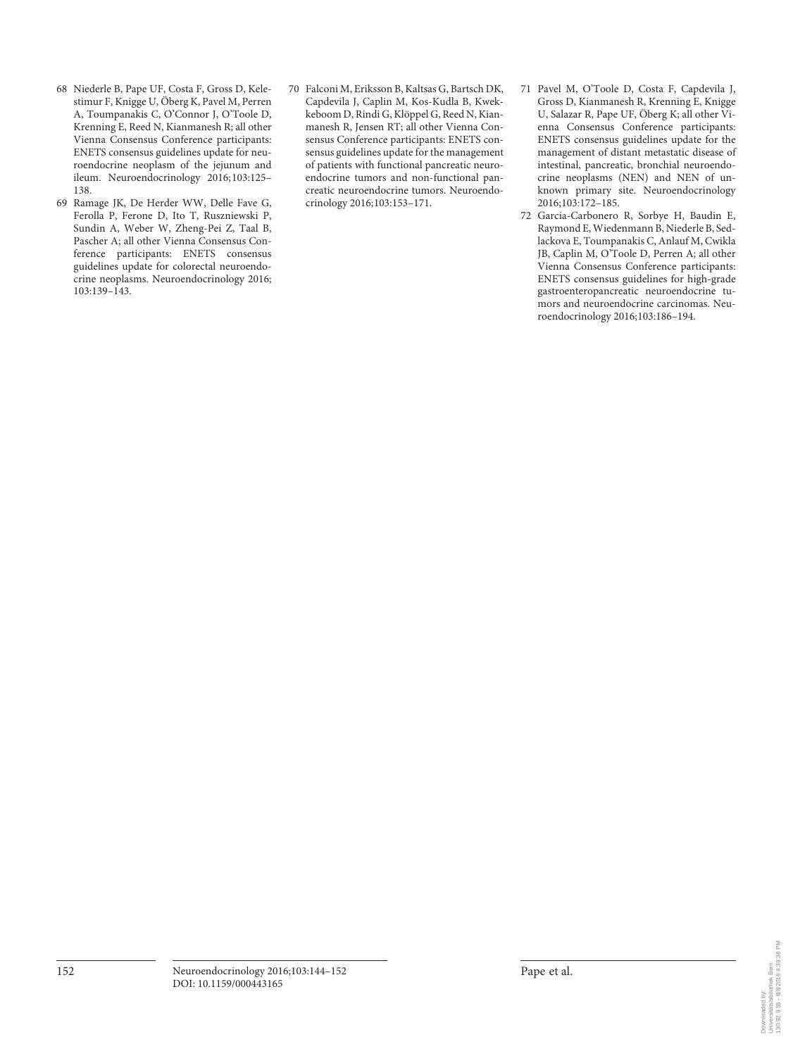68 Niederle B, Pape UF, Costa F, Gross D, Kelestimur F, Knigge U, Öberg K, Pavel M, Perren A, Toumpanakis C, O'Connor J, O'Toole D, Krenning E, Reed N, Kianmanesh R; all other Vienna Consensus Conference participants: ENETS consensus guidelines update for neuroendocrine neoplasm of the jejunum and ileum. Neuroendocrinology 2016;103:125–138.

69 Ramage JK, De Herder WW, Delle Fave G, Ferolla P, Ferone D, Ito T, Ruszniewski P, Sundin A, Weber W, Zheng-Pei Z, Taal B, Pascher A; all other Vienna Consensus Conference participants: ENETS consensus guidelines update for colorectal neuroendocrine neoplasms. Neuroendocrinology 2016; 103:139–143.

70 Falconi M, Eriksson B, Kaltsas G, Bartsch DK, Capdevila J, Caplin M, Kos-Kudla B, Kwekkeboom D, Rindi G, Klöppel G, Reed N, Kianmanesh R, Jensen RT; all other Vienna Consensus Conference participants: ENETS consensus guidelines update for the management of patients with functional pancreatic neuroendocrine tumors and non-functional pancreatic neuroendocrine tumors. Neuroendocrinology 2016;103:153–171.

71 Pavel M, O'Toole D, Costa F, Capdevila J, Gross D, Kianmanesh R, Krenning E, Knigge U, Salazar R, Pape UF, Öberg K; all other Vienna Consensus Conference participants: ENETS consensus guidelines update for the management of distant metastatic disease of intestinal, pancreatic, bronchial neuroendocrine neoplasms (NEN) and NEN of unknown primary site. Neuroendocrinology 2016;103:172–185.

72 Garcia-Carbonero R, Sorbye H, Baudin E, Raymond E, Wiedenmann B, Niederle B, Sedlackova E, Toumpanakis C, Anlauf M, Cwikla JB, Caplin M, O'Toole D, Perren A; all other Vienna Consensus Conference participants: ENETS consensus guidelines for high-grade gastroenteropancreatic neuroendocrine tumors and neuroendocrine carcinomas. Neuroendocrinology 2016;103:186–194.